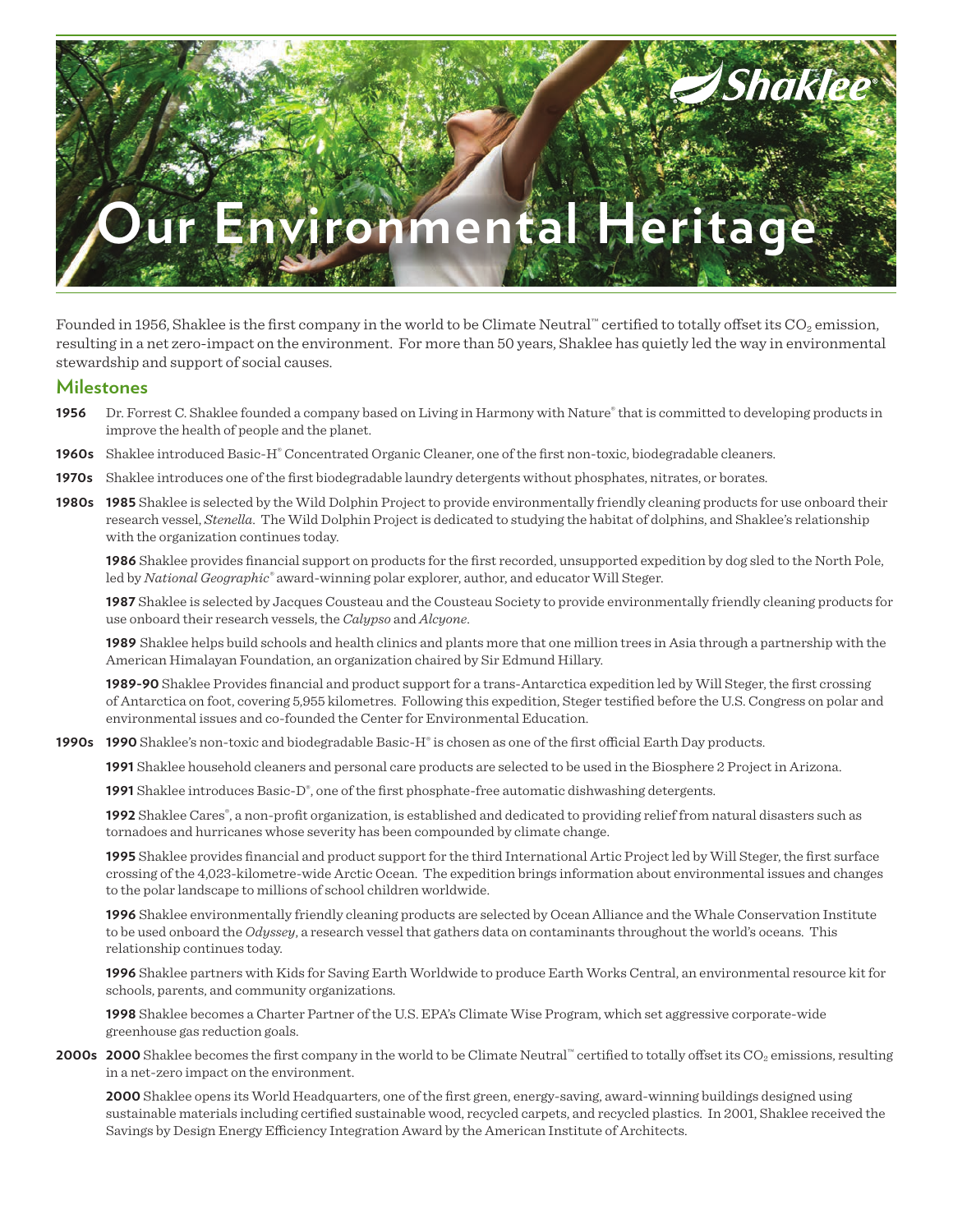# Our Environmental Heritage

Founded in 1956, Shaklee is the first company in the world to be Climate Neutral™ certified to totally offset its $CO_2$ emission, resulting in a net zero-impact on the environment. For more than 50 years, Shaklee has quietly led the way in environmental stewardship and support of social causes.

## Milestones

**1956** Dr. Forrest C. Shaklee founded a company based on Living in Harmony with Nature® that is committed to developing products in improve the health of people and the planet.

**1960s** Shaklee introduced Basic-H® Concentrated Organic Cleaner, one of the first non-toxic, biodegradable cleaners.

**1970s** Shaklee introduces one of the first biodegradable laundry detergents without phosphates, nitrates, or borates.

**1980s** **1985** Shaklee is selected by the Wild Dolphin Project to provide environmentally friendly cleaning products for use onboard their research vessel, *Stenella*. The Wild Dolphin Project is dedicated to studying the habitat of dolphins, and Shaklee's relationship with the organization continues today.

**1986** Shaklee provides financial support on products for the first recorded, unsupported expedition by dog sled to the North Pole, led by *National Geographic®* award-winning polar explorer, author, and educator Will Steger.

**1987** Shaklee is selected by Jacques Cousteau and the Cousteau Society to provide environmentally friendly cleaning products for use onboard their research vessels, the *Calypso* and *Alcyone*.

**1989** Shaklee helps build schools and health clinics and plants more that one million trees in Asia through a partnership with the American Himalayan Foundation, an organization chaired by Sir Edmund Hillary.

**1989-90** Shaklee Provides financial and product support for a trans-Antarctica expedition led by Will Steger, the first crossing of Antarctica on foot, covering 5,955 kilometres. Following this expedition, Steger testified before the U.S. Congress on polar and environmental issues and co-founded the Center for Environmental Education.

**1990s** **1990** Shaklee's non-toxic and biodegradable Basic-H® is chosen as one of the first official Earth Day products.

**1991** Shaklee household cleaners and personal care products are selected to be used in the Biosphere 2 Project in Arizona.

**1991** Shaklee introduces Basic-D®, one of the first phosphate-free automatic dishwashing detergents.

**1992** Shaklee Cares®, a non-profit organization, is established and dedicated to providing relief from natural disasters such as tornadoes and hurricanes whose severity has been compounded by climate change.

**1995** Shaklee provides financial and product support for the third International Artic Project led by Will Steger, the first surface crossing of the 4,023-kilometre-wide Arctic Ocean. The expedition brings information about environmental issues and changes to the polar landscape to millions of school children worldwide.

**1996** Shaklee environmentally friendly cleaning products are selected by Ocean Alliance and the Whale Conservation Institute to be used onboard the *Odyssey*, a research vessel that gathers data on contaminants throughout the world's oceans. This relationship continues today.

**1996** Shaklee partners with Kids for Saving Earth Worldwide to produce Earth Works Central, an environmental resource kit for schools, parents, and community organizations.

**1998** Shaklee becomes a Charter Partner of the U.S. EPA's Climate Wise Program, which set aggressive corporate-wide greenhouse gas reduction goals.

**2000s** **2000** Shaklee becomes the first company in the world to be Climate Neutral™ certified to totally offset its $CO_2$ emissions, resulting in a net-zero impact on the environment.

**2000** Shaklee opens its World Headquarters, one of the first green, energy-saving, award-winning buildings designed using sustainable materials including certified sustainable wood, recycled carpets, and recycled plastics. In 2001, Shaklee received the Savings by Design Energy Efficiency Integration Award by the American Institute of Architects.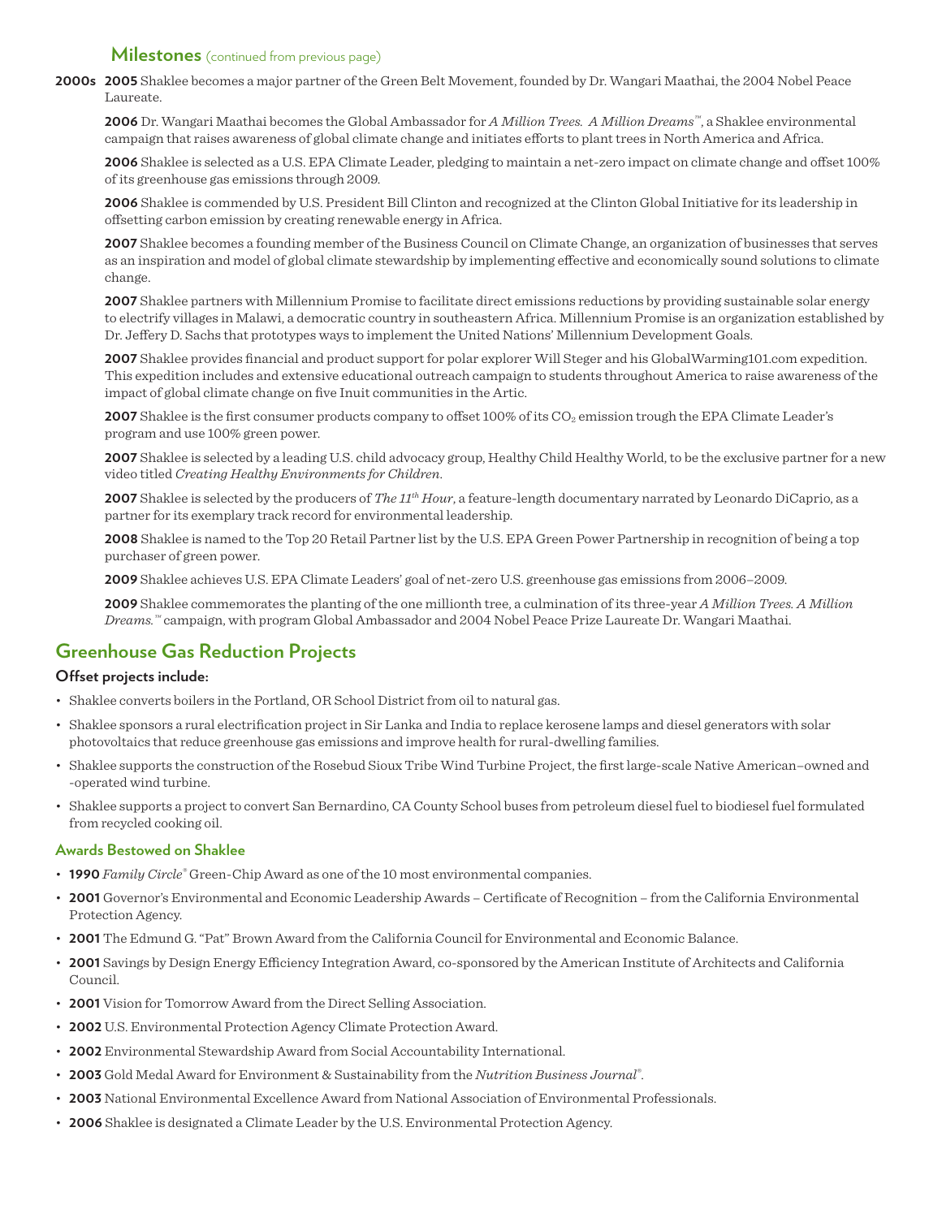## Milestones (continued from previous page)

**2000s**

**2005** Shaklee becomes a major partner of the Green Belt Movement, founded by Dr. Wangari Maathai, the 2004 Nobel Peace Laureate.

**2006** Dr. Wangari Maathai becomes the Global Ambassador for *A Million Trees. A Million Dreams™*, a Shaklee environmental campaign that raises awareness of global climate change and initiates efforts to plant trees in North America and Africa.

**2006** Shaklee is selected as a U.S. EPA Climate Leader, pledging to maintain a net-zero impact on climate change and offset 100% of its greenhouse gas emissions through 2009.

**2006** Shaklee is commended by U.S. President Bill Clinton and recognized at the Clinton Global Initiative for its leadership in offsetting carbon emission by creating renewable energy in Africa.

**2007** Shaklee becomes a founding member of the Business Council on Climate Change, an organization of businesses that serves as an inspiration and model of global climate stewardship by implementing effective and economically sound solutions to climate change.

**2007** Shaklee partners with Millennium Promise to facilitate direct emissions reductions by providing sustainable solar energy to electrify villages in Malawi, a democratic country in southeastern Africa. Millennium Promise is an organization established by Dr. Jeffery D. Sachs that prototypes ways to implement the United Nations' Millennium Development Goals.

**2007** Shaklee provides financial and product support for polar explorer Will Steger and his GlobalWarming101.com expedition. This expedition includes and extensive educational outreach campaign to students throughout America to raise awareness of the impact of global climate change on five Inuit communities in the Artic.

**2007** Shaklee is the first consumer products company to offset 100% of its $CO_2$ emission trough the EPA Climate Leader's program and use 100% green power.

**2007** Shaklee is selected by a leading U.S. child advocacy group, Healthy Child Healthy World, to be the exclusive partner for a new video titled *Creating Healthy Environments for Children*.

**2007** Shaklee is selected by the producers of *The 11th Hour*, a feature-length documentary narrated by Leonardo DiCaprio, as a partner for its exemplary track record for environmental leadership.

**2008** Shaklee is named to the Top 20 Retail Partner list by the U.S. EPA Green Power Partnership in recognition of being a top purchaser of green power.

**2009** Shaklee achieves U.S. EPA Climate Leaders' goal of net-zero U.S. greenhouse gas emissions from 2006–2009.

**2009** Shaklee commemorates the planting of the one millionth tree, a culmination of its three-year *A Million Trees. A Million Dreams.™* campaign, with program Global Ambassador and 2004 Nobel Peace Prize Laureate Dr. Wangari Maathai.

## Greenhouse Gas Reduction Projects

### Offset projects include:

- Shaklee converts boilers in the Portland, OR School District from oil to natural gas.
- Shaklee sponsors a rural electrification project in Sir Lanka and India to replace kerosene lamps and diesel generators with solar photovoltaics that reduce greenhouse gas emissions and improve health for rural-dwelling families.
- Shaklee supports the construction of the Rosebud Sioux Tribe Wind Turbine Project, the first large-scale Native American–owned and -operated wind turbine.
- Shaklee supports a project to convert San Bernardino, CA County School buses from petroleum diesel fuel to biodiesel fuel formulated from recycled cooking oil.

### Awards Bestowed on Shaklee

- **1990** *Family Circle®* Green-Chip Award as one of the 10 most environmental companies.
- **2001** Governor's Environmental and Economic Leadership Awards – Certificate of Recognition – from the California Environmental Protection Agency.
- **2001** The Edmund G. "Pat" Brown Award from the California Council for Environmental and Economic Balance.
- **2001** Savings by Design Energy Efficiency Integration Award, co-sponsored by the American Institute of Architects and California Council.
- **2001** Vision for Tomorrow Award from the Direct Selling Association.
- **2002** U.S. Environmental Protection Agency Climate Protection Award.
- **2002** Environmental Stewardship Award from Social Accountability International.
- **2003** Gold Medal Award for Environment & Sustainability from the *Nutrition Business Journal®*.
- **2003** National Environmental Excellence Award from National Association of Environmental Professionals.
- **2006** Shaklee is designated a Climate Leader by the U.S. Environmental Protection Agency.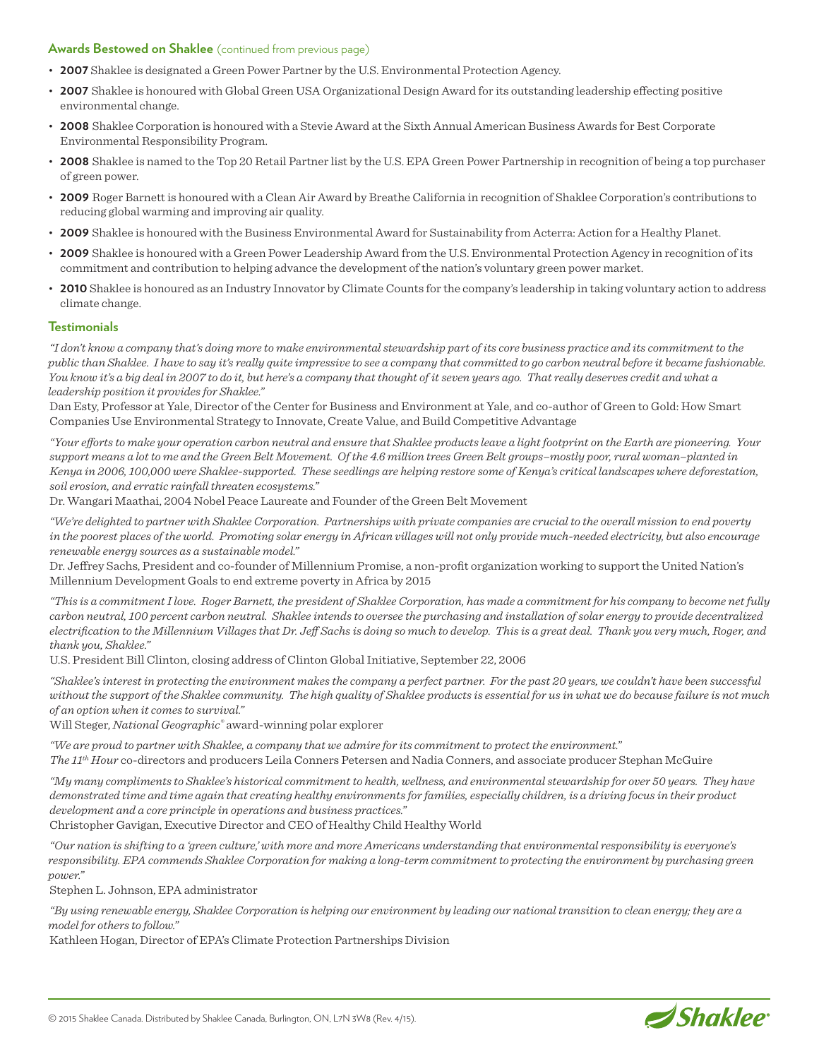## Awards Bestowed on Shaklee (continued from previous page)

- **2007** Shaklee is designated a Green Power Partner by the U.S. Environmental Protection Agency.
- **2007** Shaklee is honoured with Global Green USA Organizational Design Award for its outstanding leadership effecting positive environmental change.
- **2008** Shaklee Corporation is honoured with a Stevie Award at the Sixth Annual American Business Awards for Best Corporate Environmental Responsibility Program.
- **2008** Shaklee is named to the Top 20 Retail Partner list by the U.S. EPA Green Power Partnership in recognition of being a top purchaser of green power.
- **2009** Roger Barnett is honoured with a Clean Air Award by Breathe California in recognition of Shaklee Corporation's contributions to reducing global warming and improving air quality.
- **2009** Shaklee is honoured with the Business Environmental Award for Sustainability from Acterra: Action for a Healthy Planet.
- **2009** Shaklee is honoured with a Green Power Leadership Award from the U.S. Environmental Protection Agency in recognition of its commitment and contribution to helping advance the development of the nation's voluntary green power market.
- **2010** Shaklee is honoured as an Industry Innovator by Climate Counts for the company's leadership in taking voluntary action to address climate change.

## Testimonials

*"I don't know a company that's doing more to make environmental stewardship part of its core business practice and its commitment to the public than Shaklee. I have to say it's really quite impressive to see a company that committed to go carbon neutral before it became fashionable. You know it's a big deal in 2007 to do it, but here's a company that thought of it seven years ago. That really deserves credit and what a leadership position it provides for Shaklee."*

Dan Esty, Professor at Yale, Director of the Center for Business and Environment at Yale, and co-author of Green to Gold: How Smart Companies Use Environmental Strategy to Innovate, Create Value, and Build Competitive Advantage

*"Your efforts to make your operation carbon neutral and ensure that Shaklee products leave a light footprint on the Earth are pioneering. Your support means a lot to me and the Green Belt Movement. Of the 4.6 million trees Green Belt groups–mostly poor, rural woman–planted in Kenya in 2006, 100,000 were Shaklee-supported. These seedlings are helping restore some of Kenya's critical landscapes where deforestation, soil erosion, and erratic rainfall threaten ecosystems."*

Dr. Wangari Maathai, 2004 Nobel Peace Laureate and Founder of the Green Belt Movement

*"We're delighted to partner with Shaklee Corporation. Partnerships with private companies are crucial to the overall mission to end poverty in the poorest places of the world. Promoting solar energy in African villages will not only provide much-needed electricity, but also encourage renewable energy sources as a sustainable model."*

Dr. Jeffrey Sachs, President and co-founder of Millennium Promise, a non-profit organization working to support the United Nation's Millennium Development Goals to end extreme poverty in Africa by 2015

*"This is a commitment I love. Roger Barnett, the president of Shaklee Corporation, has made a commitment for his company to become net fully carbon neutral, 100 percent carbon neutral. Shaklee intends to oversee the purchasing and installation of solar energy to provide decentralized electrification to the Millennium Villages that Dr. Jeff Sachs is doing so much to develop. This is a great deal. Thank you very much, Roger, and thank you, Shaklee."*

U.S. President Bill Clinton, closing address of Clinton Global Initiative, September 22, 2006

*"Shaklee's interest in protecting the environment makes the company a perfect partner. For the past 20 years, we couldn't have been successful without the support of the Shaklee community. The high quality of Shaklee products is essential for us in what we do because failure is not much of an option when it comes to survival."*

Will Steger, *National Geographic*® award-winning polar explorer

*"We are proud to partner with Shaklee, a company that we admire for its commitment to protect the environment."*

*The 11th Hour* co-directors and producers Leila Conners Petersen and Nadia Conners, and associate producer Stephan McGuire

*"My many compliments to Shaklee's historical commitment to health, wellness, and environmental stewardship for over 50 years. They have demonstrated time and time again that creating healthy environments for families, especially children, is a driving focus in their product development and a core principle in operations and business practices."*

Christopher Gavigan, Executive Director and CEO of Healthy Child Healthy World

*"Our nation is shifting to a 'green culture,' with more and more Americans understanding that environmental responsibility is everyone's responsibility. EPA commends Shaklee Corporation for making a long-term commitment to protecting the environment by purchasing green power."*

Stephen L. Johnson, EPA administrator

*"By using renewable energy, Shaklee Corporation is helping our environment by leading our national transition to clean energy; they are a model for others to follow."*

Kathleen Hogan, Director of EPA's Climate Protection Partnerships Division

© 2015 Shaklee Canada. Distributed by Shaklee Canada, Burlington, ON, L7N 3W8 (Rev. 4/15).